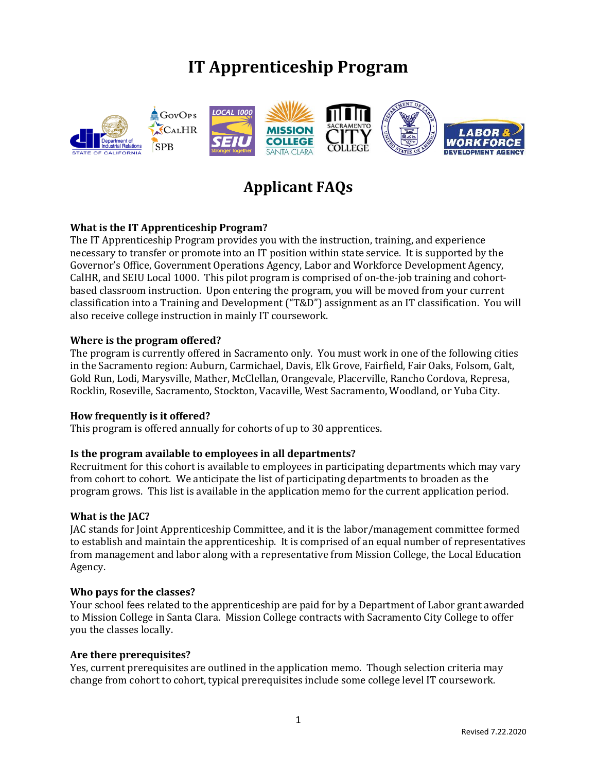# IT Apprenticeship Program

## Applicant FAQs

**What is the IT Apprenticeship Program?**
The IT Apprenticeship Program provides you with the instruction, training, and experience necessary to transfer or promote into an IT position within state service. It is supported by the Governor's Office, Government Operations Agency, Labor and Workforce Development Agency, CalHR, and SEIU Local 1000. This pilot program is comprised of on-the-job training and cohort-based classroom instruction. Upon entering the program, you will be moved from your current classification into a Training and Development ("T&D") assignment as an IT classification. You will also receive college instruction in mainly IT coursework.

**Where is the program offered?**
The program is currently offered in Sacramento only. You must work in one of the following cities in the Sacramento region: Auburn, Carmichael, Davis, Elk Grove, Fairfield, Fair Oaks, Folsom, Galt, Gold Run, Lodi, Marysville, Mather, McClellan, Orangevale, Placerville, Rancho Cordova, Represa, Rocklin, Roseville, Sacramento, Stockton, Vacaville, West Sacramento, Woodland, or Yuba City.

**How frequently is it offered?**
This program is offered annually for cohorts of up to 30 apprentices.

**Is the program available to employees in all departments?**
Recruitment for this cohort is available to employees in participating departments which may vary from cohort to cohort. We anticipate the list of participating departments to broaden as the program grows. This list is available in the application memo for the current application period.

**What is the JAC?**
JAC stands for Joint Apprenticeship Committee, and it is the labor/management committee formed to establish and maintain the apprenticeship. It is comprised of an equal number of representatives from management and labor along with a representative from Mission College, the Local Education Agency.

**Who pays for the classes?**
Your school fees related to the apprenticeship are paid for by a Department of Labor grant awarded to Mission College in Santa Clara. Mission College contracts with Sacramento City College to offer you the classes locally.

**Are there prerequisites?**
Yes, current prerequisites are outlined in the application memo. Though selection criteria may change from cohort to cohort, typical prerequisites include some college level IT coursework.

Revised 7.22.2020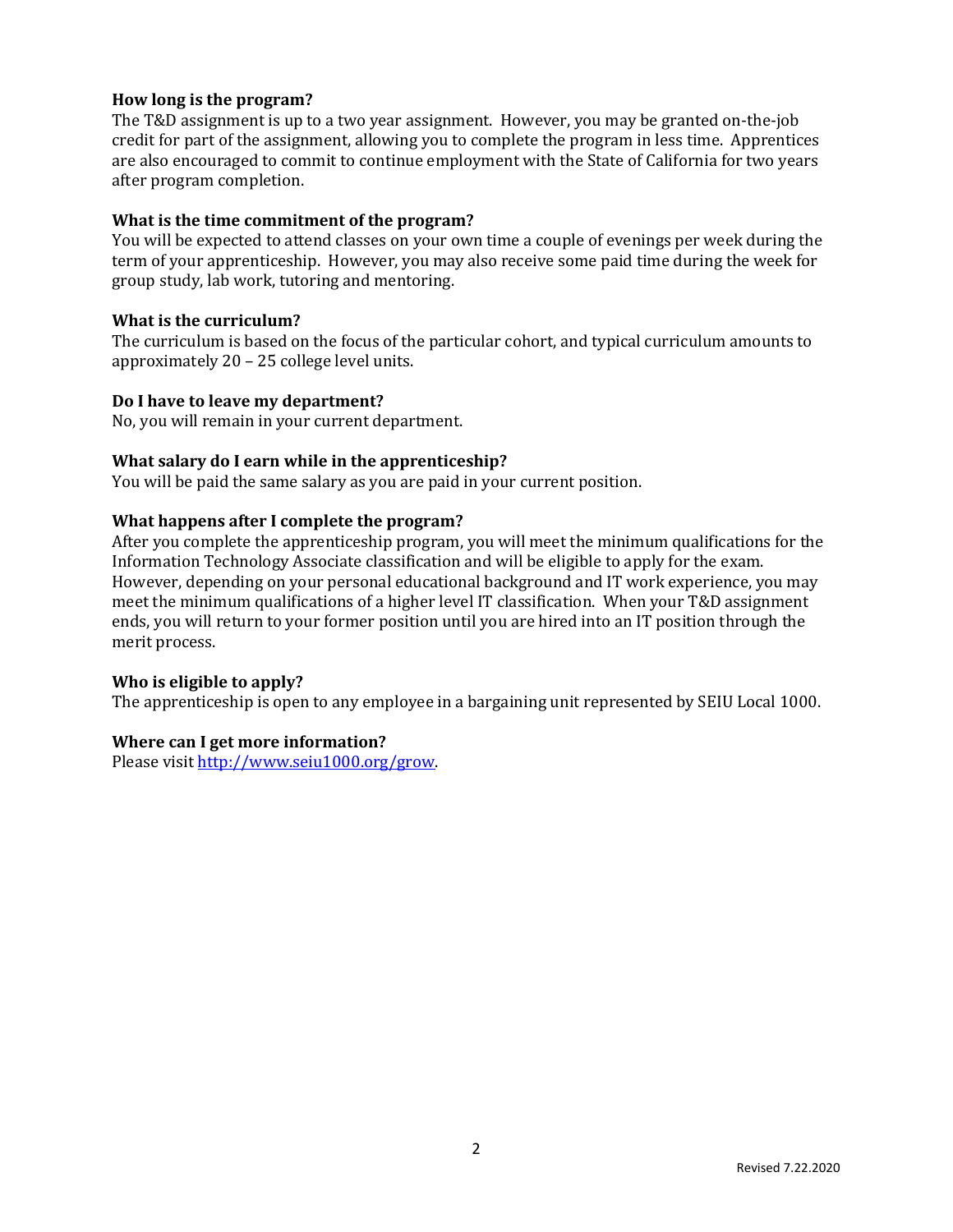**How long is the program?**
The T&D assignment is up to a two year assignment. However, you may be granted on-the-job credit for part of the assignment, allowing you to complete the program in less time. Apprentices are also encouraged to commit to continue employment with the State of California for two years after program completion.

**What is the time commitment of the program?**
You will be expected to attend classes on your own time a couple of evenings per week during the term of your apprenticeship. However, you may also receive some paid time during the week for group study, lab work, tutoring and mentoring.

**What is the curriculum?**
The curriculum is based on the focus of the particular cohort, and typical curriculum amounts to approximately 20 – 25 college level units.

**Do I have to leave my department?**
No, you will remain in your current department.

**What salary do I earn while in the apprenticeship?**
You will be paid the same salary as you are paid in your current position.

**What happens after I complete the program?**
After you complete the apprenticeship program, you will meet the minimum qualifications for the Information Technology Associate classification and will be eligible to apply for the exam. However, depending on your personal educational background and IT work experience, you may meet the minimum qualifications of a higher level IT classification. When your T&D assignment ends, you will return to your former position until you are hired into an IT position through the merit process.

**Who is eligible to apply?**
The apprenticeship is open to any employee in a bargaining unit represented by SEIU Local 1000.

**Where can I get more information?**
Please visit http://www.seiu1000.org/grow.

Revised 7.22.2020